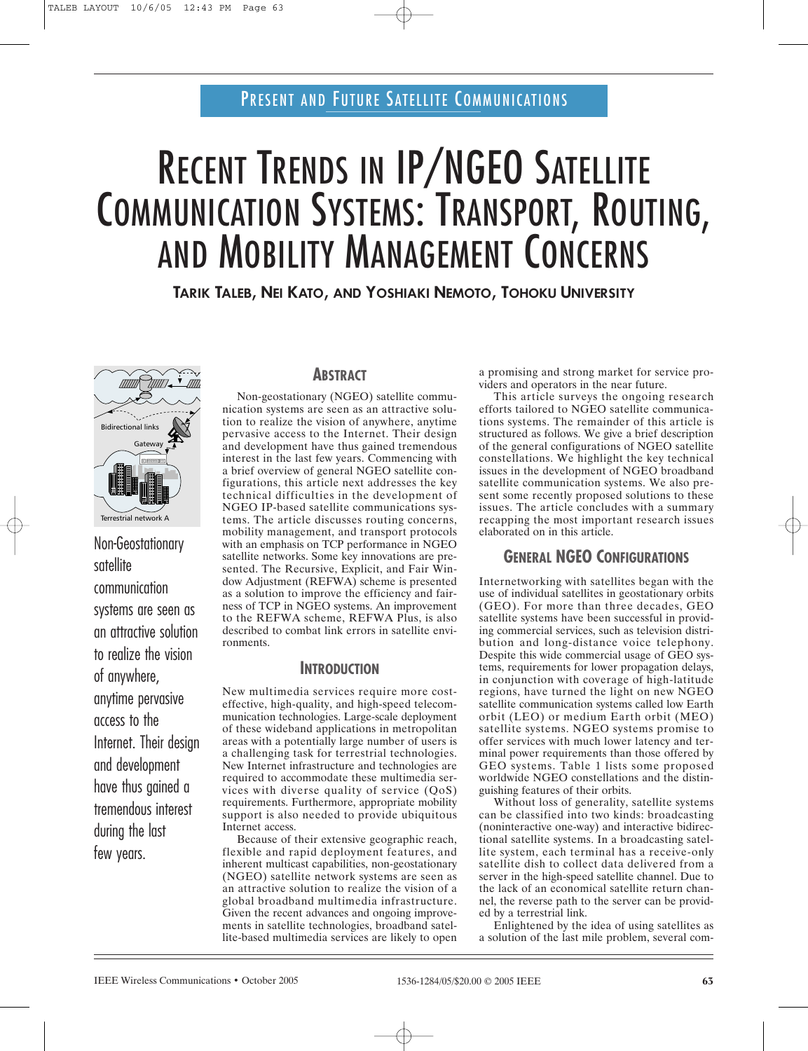Present and Future Satellite Communications

# Recent Trends in IP/NGEO Satellite Communication Systems: Transport, Routing, and Mobility Management Concerns

**Tarik Taleb, Nei Kato, and Yoshiaki Nemoto, Tohoku University**

Bidirectional links

Gateway

Terrestrial network A

Non-Geostationary satellite communication systems are seen as an attractive solution to realize the vision of anywhere, anytime pervasive access to the Internet. Their design and development have thus gained a tremendous interest during the last few years.

## Abstract

Non-geostationary (NGEO) satellite communication systems are seen as an attractive solution to realize the vision of anywhere, anytime pervasive access to the Internet. Their design and development have thus gained tremendous interest in the last few years. Commencing with a brief overview of general NGEO satellite configurations, this article next addresses the key technical difficulties in the development of NGEO IP-based satellite communications systems. The article discusses routing concerns, mobility management, and transport protocols with an emphasis on TCP performance in NGEO satellite networks. Some key innovations are presented. The Recursive, Explicit, and Fair Window Adjustment (REFWA) scheme is presented as a solution to improve the efficiency and fairness of TCP in NGEO systems. An improvement to the REFWA scheme, REFWA Plus, is also described to combat link errors in satellite environments.

## Introduction

New multimedia services require more cost-effective, high-quality, and high-speed telecommunication technologies. Large-scale deployment of these wideband applications in metropolitan areas with a potentially large number of users is a challenging task for terrestrial technologies. New Internet infrastructure and technologies are required to accommodate these multimedia services with diverse quality of service (QoS) requirements. Furthermore, appropriate mobility support is also needed to provide ubiquitous Internet access.

Because of their extensive geographic reach, flexible and rapid deployment features, and inherent multicast capabilities, non-geostationary (NGEO) satellite network systems are seen as an attractive solution to realize the vision of a global broadband multimedia infrastructure. Given the recent advances and ongoing improvements in satellite technologies, broadband satellite-based multimedia services are likely to open a promising and strong market for service providers and operators in the near future.

This article surveys the ongoing research efforts tailored to NGEO satellite communications systems. The remainder of this article is structured as follows. We give a brief description of the general configurations of NGEO satellite constellations. We highlight the key technical issues in the development of NGEO broadband satellite communication systems. We also present some recently proposed solutions to these issues. The article concludes with a summary recapping the most important research issues elaborated on in this article.

## General NGEO Configurations

Internetworking with satellites began with the use of individual satellites in geostationary orbits (GEO). For more than three decades, GEO satellite systems have been successful in providing commercial services, such as television distribution and long-distance voice telephony. Despite this wide commercial usage of GEO systems, requirements for lower propagation delays, in conjunction with coverage of high-latitude regions, have turned the light on new NGEO satellite communication systems called low Earth orbit (LEO) or medium Earth orbit (MEO) satellite systems. NGEO systems promise to offer services with much lower latency and terminal power requirements than those offered by GEO systems. Table 1 lists some proposed worldwide NGEO constellations and the distinguishing features of their orbits.

Without loss of generality, satellite systems can be classified into two kinds: broadcasting (noninteractive one-way) and interactive bidirectional satellite systems. In a broadcasting satellite system, each terminal has a receive-only satellite dish to collect data delivered from a server in the high-speed satellite channel. Due to the lack of an economical satellite return channel, the reverse path to the server can be provided by a terrestrial link.

Enlightened by the idea of using satellites as a solution of the last mile problem, several com-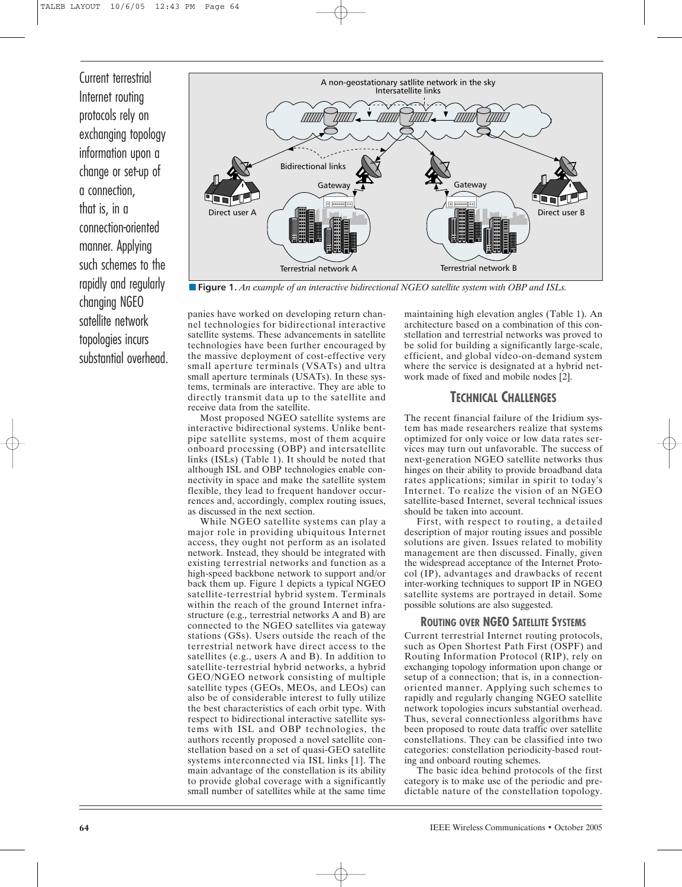Current terrestrial Internet routing protocols rely on exchanging topology information upon a change or set-up of a connection, that is, in a connection-oriented manner. Applying such schemes to the rapidly and regularly changing NGEO satellite network topologies incurs substantial overhead.

A non-geostationary satlline network in the sky

Intersatellite links

Bidirectional links

Gateway

Gateway

Direct user A

Direct user B

Terrestrial network A

Terrestrial network B

**Figure 1.** *An example of an interactive bidirectional NGEO satellite system with OBP and ISLs.*

panies have worked on developing return channel technologies for bidirectional interactive satellite systems. These advancements in satellite technologies have been further encouraged by the massive deployment of cost-effective very small aperture terminals (VSATs) and ultra small aperture terminals (USATs). In these systems, terminals are interactive. They are able to directly transmit data up to the satellite and receive data from the satellite.

Most proposed NGEO satellite systems are interactive bidirectional systems. Unlike bent-pipe satellite systems, most of them acquire onboard processing (OBP) and intersatellite links (ISLs) (Table 1). It should be noted that although ISL and OBP technologies enable connectivity in space and make the satellite system flexible, they lead to frequent handover occurrences and, accordingly, complex routing issues, as discussed in the next section.

While NGEO satellite systems can play a major role in providing ubiquitous Internet access, they ought not perform as an isolated network. Instead, they should be integrated with existing terrestrial networks and function as a high-speed backbone network to support and/or back them up. Figure 1 depicts a typical NGEO satellite-terrestrial hybrid system. Terminals within the reach of the ground Internet infrastructure (e.g., terrestrial networks A and B) are connected to the NGEO satellites via gateway stations (GSs). Users outside the reach of the terrestrial network have direct access to the satellites (e.g., users A and B). In addition to satellite-terrestrial hybrid networks, a hybrid GEO/NGEO network consisting of multiple satellite types (GEOs, MEOs, and LEOs) can also be of considerable interest to fully utilize the best characteristics of each orbit type. With respect to bidirectional interactive satellite systems with ISL and OBP technologies, the authors recently proposed a novel satellite constellation based on a set of quasi-GEO satellite systems interconnected via ISL links [1]. The main advantage of the constellation is its ability to provide global coverage with a significantly small number of satellites while at the same time maintaining high elevation angles (Table 1). An architecture based on a combination of this constellation and terrestrial networks was proved to be solid for building a significantly large-scale, efficient, and global video-on-demand system where the service is designated at a hybrid network made of fixed and mobile nodes [2].

## Technical Challenges

The recent financial failure of the Iridium system has made researchers realize that systems optimized for only voice or low data rates services may turn out unfavorable. The success of next-generation NGEO satellite networks thus hinges on their ability to provide broadband data rates applications; similar in spirit to today's Internet. To realize the vision of an NGEO satellite-based Internet, several technical issues should be taken into account.

First, with respect to routing, a detailed description of major routing issues and possible solutions are given. Issues related to mobility management are then discussed. Finally, given the widespread acceptance of the Internet Protocol (IP), advantages and drawbacks of recent inter-working techniques to support IP in NGEO satellite systems are portrayed in detail. Some possible solutions are also suggested.

### Routing over NGEO Satellite Systems

Current terrestrial Internet routing protocols, such as Open Shortest Path First (OSPF) and Routing Information Protocol (RIP), rely on exchanging topology information upon change or setup of a connection; that is, in a connection-oriented manner. Applying such schemes to rapidly and regularly changing NGEO satellite network topologies incurs substantial overhead. Thus, several connectionless algorithms have been proposed to route data traffic over satellite constellations. They can be classified into two categories: constellation periodicity-based routing and onboard routing schemes.

The basic idea behind protocols of the first category is to make use of the periodic and predictable nature of the constellation topology.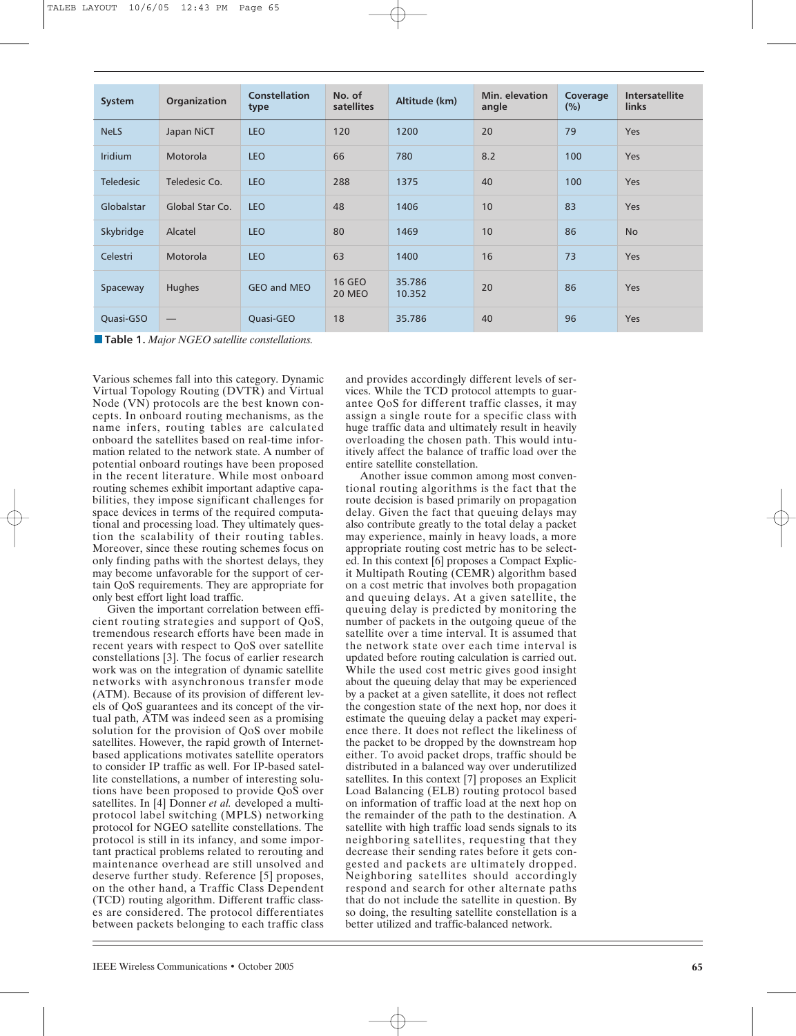| System | Organization | Constellation type | No. of satellites | Altitude (km) | Min. elevation angle | Coverage (%) | Intersatellite links |
|---|---|---|---|---|---|---|---|
| NeLS | Japan NiCT | LEO | 120 | 1200 | 20 | 79 | Yes |
| Iridium | Motorola | LEO | 66 | 780 | 8.2 | 100 | Yes |
| Teledesic | Teledesic Co. | LEO | 288 | 1375 | 40 | 100 | Yes |
| Globalstar | Global Star Co. | LEO | 48 | 1406 | 10 | 83 | Yes |
| Skybridge | Alcatel | LEO | 80 | 1469 | 10 | 86 | No |
| Celestri | Motorola | LEO | 63 | 1400 | 16 | 73 | Yes |
| Spaceway | Hughes | GEO and MEO | 16 GEO 20 MEO | 35.786 10.352 | 20 | 86 | Yes |
| Quasi-GSO | — | Quasi-GEO | 18 | 35.786 | 40 | 96 | Yes |

**Table 1.** *Major NGEO satellite constellations.*

Various schemes fall into this category. Dynamic Virtual Topology Routing (DVTR) and Virtual Node (VN) protocols are the best known concepts. In onboard routing mechanisms, as the name infers, routing tables are calculated onboard the satellites based on real-time information related to the network state. A number of potential onboard routings have been proposed in the recent literature. While most onboard routing schemes exhibit important adaptive capabilities, they impose significant challenges for space devices in terms of the required computational and processing load. They ultimately question the scalability of their routing tables. Moreover, since these routing schemes focus on only finding paths with the shortest delays, they may become unfavorable for the support of certain QoS requirements. They are appropriate for only best effort light load traffic.

Given the important correlation between efficient routing strategies and support of QoS, tremendous research efforts have been made in recent years with respect to QoS over satellite constellations [3]. The focus of earlier research work was on the integration of dynamic satellite networks with asynchronous transfer mode (ATM). Because of its provision of different levels of QoS guarantees and its concept of the virtual path, ATM was indeed seen as a promising solution for the provision of QoS over mobile satellites. However, the rapid growth of Internet-based applications motivates satellite operators to consider IP traffic as well. For IP-based satellite constellations, a number of interesting solutions have been proposed to provide QoS over satellites. In [4] Donner *et al.* developed a multiprotocol label switching (MPLS) networking protocol for NGEO satellite constellations. The protocol is still in its infancy, and some important practical problems related to rerouting and maintenance overhead are still unsolved and deserve further study. Reference [5] proposes, on the other hand, a Traffic Class Dependent (TCD) routing algorithm. Different traffic classes are considered. The protocol differentiates between packets belonging to each traffic class and provides accordingly different levels of services. While the TCD protocol attempts to guarantee QoS for different traffic classes, it may assign a single route for a specific class with huge traffic data and ultimately result in heavily overloading the chosen path. This would intuitively affect the balance of traffic load over the entire satellite constellation.

Another issue common among most conventional routing algorithms is the fact that the route decision is based primarily on propagation delay. Given the fact that queuing delays may also contribute greatly to the total delay a packet may experience, mainly in heavy loads, a more appropriate routing cost metric has to be selected. In this context [6] proposes a Compact Explicit Multipath Routing (CEMR) algorithm based on a cost metric that involves both propagation and queuing delays. At a given satellite, the queuing delay is predicted by monitoring the number of packets in the outgoing queue of the satellite over a time interval. It is assumed that the network state over each time interval is updated before routing calculation is carried out. While the used cost metric gives good insight about the queuing delay that may be experienced by a packet at a given satellite, it does not reflect the congestion state of the next hop, nor does it estimate the queuing delay a packet may experience there. It does not reflect the likeliness of the packet to be dropped by the downstream hop either. To avoid packet drops, traffic should be distributed in a balanced way over underutilized satellites. In this context [7] proposes an Explicit Load Balancing (ELB) routing protocol based on information of traffic load at the next hop on the remainder of the path to the destination. A satellite with high traffic load sends signals to its neighboring satellites, requesting that they decrease their sending rates before it gets congested and packets are ultimately dropped. Neighboring satellites should accordingly respond and search for other alternate paths that do not include the satellite in question. By so doing, the resulting satellite constellation is a better utilized and traffic-balanced network.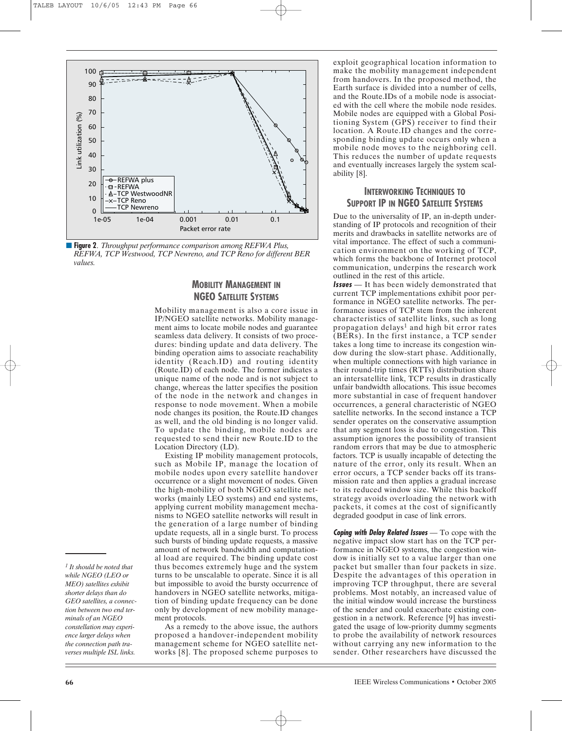**Figure 2.** *Throughput performance comparison among REFWA Plus, REFWA, TCP Westwood, TCP Newreno, and TCP Reno for different BER values.*

## MOBILITY MANAGEMENT IN NGEO SATELLITE SYSTEMS

Mobility management is also a core issue in IP/NGEO satellite networks. Mobility management aims to locate mobile nodes and guarantee seamless data delivery. It consists of two procedures: binding update and data delivery. The binding operation aims to associate reachability identity (Reach.ID) and routing identity (Route.ID) of each node. The former indicates a unique name of the node and is not subject to change, whereas the latter specifies the position of the node in the network and changes in response to node movement. When a mobile node changes its position, the Route.ID changes as well, and the old binding is no longer valid. To update the binding, mobile nodes are requested to send their new Route.ID to the Location Directory (LD).

Existing IP mobility management protocols, such as Mobile IP, manage the location of mobile nodes upon every satellite handover occurrence or a slight movement of nodes. Given the high-mobility of both NGEO satellite networks (mainly LEO systems) and end systems, applying current mobility management mechanisms to NGEO satellite networks will result in the generation of a large number of binding update requests, all in a single burst. To process such bursts of binding update requests, a massive amount of network bandwidth and computational load are required. The binding update cost thus becomes extremely huge and the system turns to be unscalable to operate. Since it is all but impossible to avoid the bursty occurrence of handovers in NGEO satellite networks, mitigation of binding update frequency can be done only by development of new mobility management protocols.

As a remedy to the above issue, the authors proposed a handover-independent mobility management scheme for NGEO satellite networks [8]. The proposed scheme purposes to exploit geographical location information to make the mobility management independent from handovers. In the proposed method, the Earth surface is divided into a number of cells, and the Route.IDs of a mobile node are associated with the cell where the mobile node resides. Mobile nodes are equipped with a Global Positioning System (GPS) receiver to find their location. A Route.ID changes and the corresponding binding update occurs only when a mobile node moves to the neighboring cell. This reduces the number of update requests and eventually increases largely the system scalability [8].

## INTERWORKING TECHNIQUES TO SUPPORT IP IN NGEO SATELLITE SYSTEMS

Due to the universality of IP, an in-depth understanding of IP protocols and recognition of their merits and drawbacks in satellite networks are of vital importance. The effect of such a communication environment on the working of TCP, which forms the backbone of Internet protocol communication, underpins the research work outlined in the rest of this article.

***Issues*** — It has been widely demonstrated that current TCP implementations exhibit poor performance in NGEO satellite networks. The performance issues of TCP stem from the inherent characteristics of satellite links, such as long propagation delays[1] and high bit error rates (BERs). In the first instance, a TCP sender takes a long time to increase its congestion window during the slow-start phase. Additionally, when multiple connections with high variance in their round-trip times (RTTs) distribution share an intersatellite link, TCP results in drastically unfair bandwidth allocations. This issue becomes more substantial in case of frequent handover occurrences, a general characteristic of NGEO satellite networks. In the second instance a TCP sender operates on the conservative assumption that any segment loss is due to congestion. This assumption ignores the possibility of transient random errors that may be due to atmospheric factors. TCP is usually incapable of detecting the nature of the error, only its result. When an error occurs, a TCP sender backs off its transmission rate and then applies a gradual increase to its reduced window size. While this backoff strategy avoids overloading the network with packets, it comes at the cost of significantly degraded goodput in case of link errors.

***Coping with Delay Related Issues*** — To cope with the negative impact slow start has on the TCP performance in NGEO systems, the congestion window is initially set to a value larger than one packet but smaller than four packets in size. Despite the advantages of this operation in improving TCP throughput, there are several problems. Most notably, an increased value of the initial window would increase the burstiness of the sender and could exacerbate existing congestion in a network. Reference [9] has investigated the usage of low-priority dummy segments to probe the availability of network resources without carrying any new information to the sender. Other researchers have discussed the

---

*[1] It should be noted that while NGEO (LEO or MEO) satellites exhibit shorter delays than do GEO satellites, a connection between two end terminals of an NGEO constellation may experience larger delays when the connection path traverses multiple ISL links.*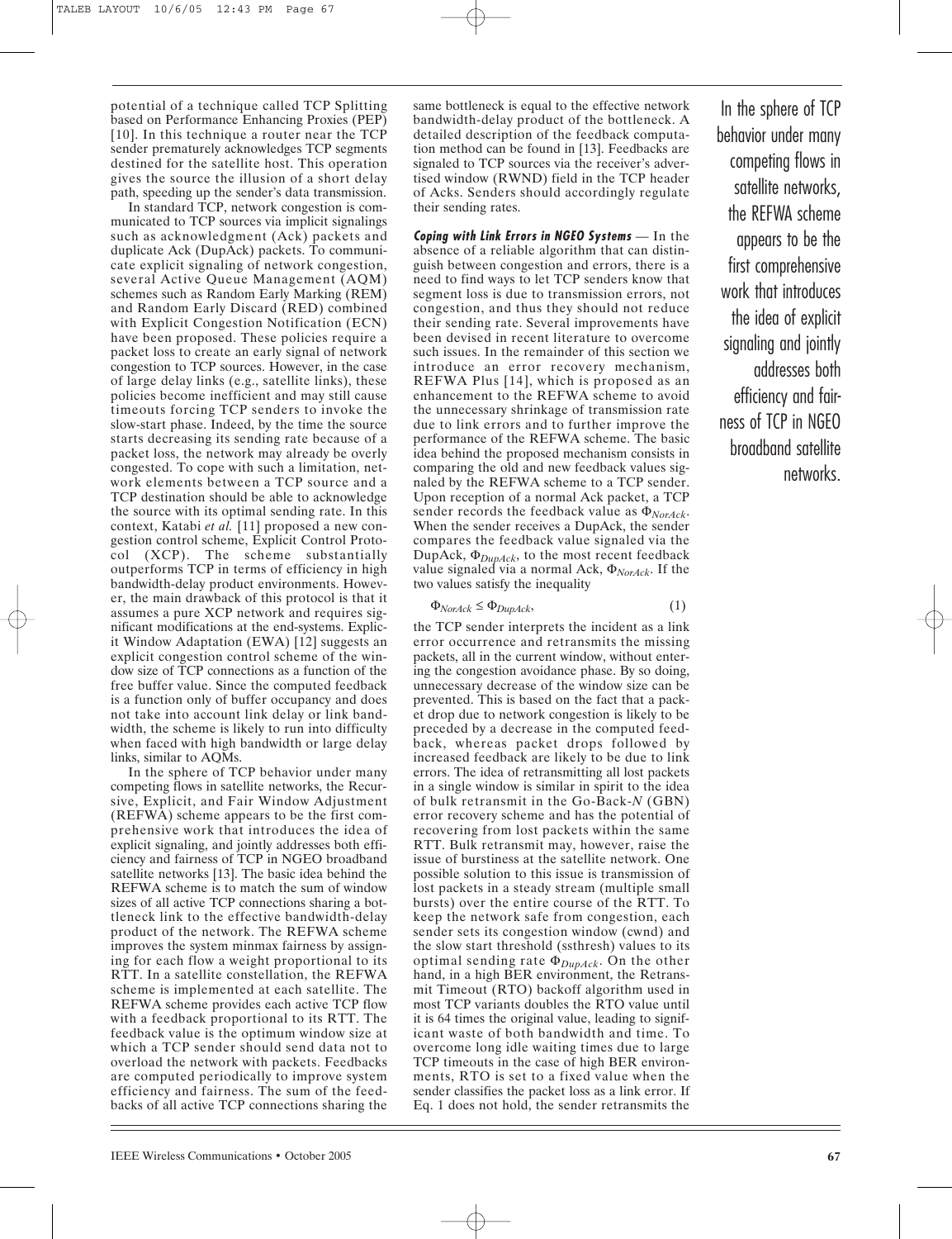potential of a technique called TCP Splitting based on Performance Enhancing Proxies (PEP) [10]. In this technique a router near the TCP sender prematurely acknowledges TCP segments destined for the satellite host. This operation gives the source the illusion of a short delay path, speeding up the sender's data transmission.

In standard TCP, network congestion is communicated to TCP sources via implicit signalings such as acknowledgment (Ack) packets and duplicate Ack (DupAck) packets. To communicate explicit signaling of network congestion, several Active Queue Management (AQM) schemes such as Random Early Marking (REM) and Random Early Discard (RED) combined with Explicit Congestion Notification (ECN) have been proposed. These policies require a packet loss to create an early signal of network congestion to TCP sources. However, in the case of large delay links (e.g., satellite links), these policies become inefficient and may still cause timeouts forcing TCP senders to invoke the slow-start phase. Indeed, by the time the source starts decreasing its sending rate because of a packet loss, the network may already be overly congested. To cope with such a limitation, network elements between a TCP source and a TCP destination should be able to acknowledge the source with its optimal sending rate. In this context, Katabi *et al.* [11] proposed a new congestion control scheme, Explicit Control Protocol (XCP). The scheme substantially outperforms TCP in terms of efficiency in high bandwidth-delay product environments. However, the main drawback of this protocol is that it assumes a pure XCP network and requires significant modifications at the end-systems. Explicit Window Adaptation (EWA) [12] suggests an explicit congestion control scheme of the window size of TCP connections as a function of the free buffer value. Since the computed feedback is a function only of buffer occupancy and does not take into account link delay or link bandwidth, the scheme is likely to run into difficulty when faced with high bandwidth or large delay links, similar to AQMs.

In the sphere of TCP behavior under many competing flows in satellite networks, the Recursive, Explicit, and Fair Window Adjustment (REFWA) scheme appears to be the first comprehensive work that introduces the idea of explicit signaling, and jointly addresses both efficiency and fairness of TCP in NGEO broadband satellite networks [13]. The basic idea behind the REFWA scheme is to match the sum of window sizes of all active TCP connections sharing a bottleneck link to the effective bandwidth-delay product of the network. The REFWA scheme improves the system minmax fairness by assigning for each flow a weight proportional to its RTT. In a satellite constellation, the REFWA scheme is implemented at each satellite. The REFWA scheme provides each active TCP flow with a feedback proportional to its RTT. The feedback value is the optimum window size at which a TCP sender should send data not to overload the network with packets. Feedbacks are computed periodically to improve system efficiency and fairness. The sum of the feedbacks of all active TCP connections sharing the same bottleneck is equal to the effective network bandwidth-delay product of the bottleneck. A detailed description of the feedback computation method can be found in [13]. Feedbacks are signaled to TCP sources via the receiver's advertised window (RWND) field in the TCP header of Acks. Senders should accordingly regulate their sending rates.

> In the sphere of TCP behavior under many competing flows in satellite networks, the REFWA scheme appears to be the first comprehensive work that introduces the idea of explicit signaling and jointly addresses both efficiency and fairness of TCP in NGEO broadband satellite networks.

***Coping with Link Errors in NGEO Systems*** — In the absence of a reliable algorithm that can distinguish between congestion and errors, there is a need to find ways to let TCP senders know that segment loss is due to transmission errors, not congestion, and thus they should not reduce their sending rate. Several improvements have been devised in recent literature to overcome such issues. In the remainder of this section we introduce an error recovery mechanism, REFWA Plus [14], which is proposed as an enhancement to the REFWA scheme to avoid the unnecessary shrinkage of transmission rate due to link errors and to further improve the performance of the REFWA scheme. The basic idea behind the proposed mechanism consists in comparing the old and new feedback values signaled by the REFWA scheme to a TCP sender. Upon reception of a normal Ack packet, a TCP sender records the feedback value as $\Phi_{NorAck}$. When the sender receives a DupAck, the sender compares the feedback value signaled via the DupAck, $\Phi_{DupAck}$, to the most recent feedback value signaled via a normal Ack, $\Phi_{NorAck}$. If the two values satisfy the inequality

$$\Phi_{NorAck} \leq \Phi_{DupAck}, \tag{1}$$

the TCP sender interprets the incident as a link error occurrence and retransmits the missing packets, all in the current window, without entering the congestion avoidance phase. By so doing, unnecessary decrease of the window size can be prevented. This is based on the fact that a packet drop due to network congestion is likely to be preceded by a decrease in the computed feedback, whereas packet drops followed by increased feedback are likely to be due to link errors. The idea of retransmitting all lost packets in a single window is similar in spirit to the idea of bulk retransmit in the Go-Back-*N* (GBN) error recovery scheme and has the potential of recovering from lost packets within the same RTT. Bulk retransmit may, however, raise the issue of burstiness at the satellite network. One possible solution to this issue is transmission of lost packets in a steady stream (multiple small bursts) over the entire course of the RTT. To keep the network safe from congestion, each sender sets its congestion window (cwnd) and the slow start threshold (ssthresh) values to its optimal sending rate $\Phi_{DupAck}$. On the other hand, in a high BER environment, the Retransmit Timeout (RTO) backoff algorithm used in most TCP variants doubles the RTO value until it is 64 times the original value, leading to significant waste of both bandwidth and time. To overcome long idle waiting times due to large TCP timeouts in the case of high BER environments, RTO is set to a fixed value when the sender classifies the packet loss as a link error. If Eq. 1 does not hold, the sender retransmits the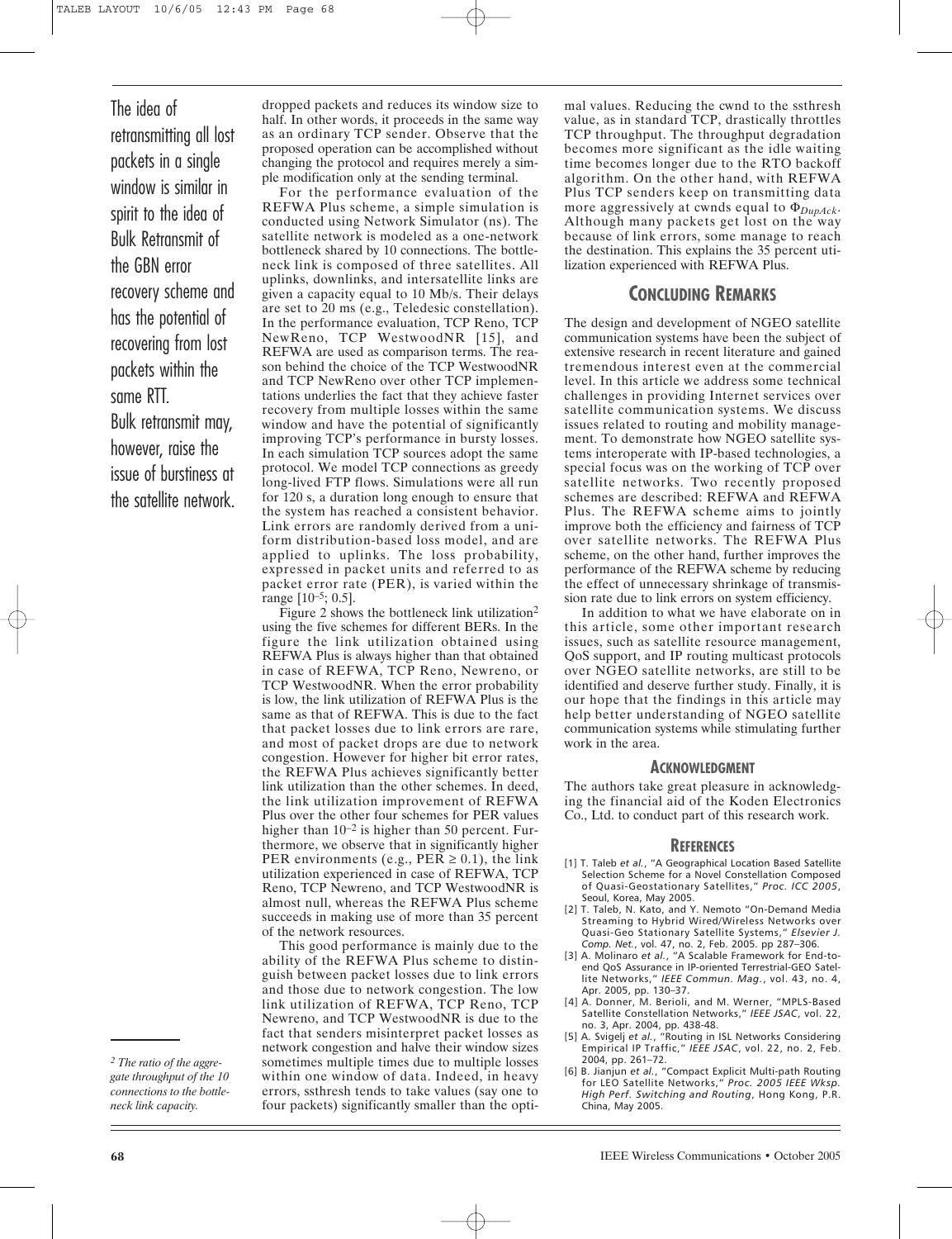The idea of retransmitting all lost packets in a single window is similar in spirit to the idea of Bulk Retransmit of the GBN error recovery scheme and has the potential of recovering from lost packets within the same RTT. Bulk retransmit may, however, raise the issue of burstiness at the satellite network.

dropped packets and reduces its window size to half. In other words, it proceeds in the same way as an ordinary TCP sender. Observe that the proposed operation can be accomplished without changing the protocol and requires merely a simple modification only at the sending terminal.

For the performance evaluation of the REFWA Plus scheme, a simple simulation is conducted using Network Simulator (ns). The satellite network is modeled as a one-network bottleneck shared by 10 connections. The bottleneck link is composed of three satellites. All uplinks, downlinks, and intersatellite links are given a capacity equal to 10 Mb/s. Their delays are set to 20 ms (e.g., Teledesic constellation). In the performance evaluation, TCP Reno, TCP NewReno, TCP WestwoodNR [15], and REFWA are used as comparison terms. The reason behind the choice of the TCP WestwoodNR and TCP NewReno over other TCP implementations underlies the fact that they achieve faster recovery from multiple losses within the same window and have the potential of significantly improving TCP's performance in bursty losses. In each simulation TCP sources adopt the same protocol. We model TCP connections as greedy long-lived FTP flows. Simulations were all run for 120 s, a duration long enough to ensure that the system has reached a consistent behavior. Link errors are randomly derived from a uniform distribution-based loss model, and are applied to uplinks. The loss probability, expressed in packet units and referred to as packet error rate (PER), is varied within the range $[10^{-5}; 0.5]$.

Figure 2 shows the bottleneck link utilization[2] using the five schemes for different BERs. In the figure the link utilization obtained using REFWA Plus is always higher than that obtained in case of REFWA, TCP Reno, Newreno, or TCP WestwoodNR. When the error probability is low, the link utilization of REFWA Plus is the same as that of REFWA. This is due to the fact that packet losses due to link errors are rare, and most of packet drops are due to network congestion. However for higher bit error rates, the REFWA Plus achieves significantly better link utilization than the other schemes. In deed, the link utilization improvement of REFWA Plus over the other four schemes for PER values higher than $10^{-2}$ is higher than 50 percent. Furthermore, we observe that in significantly higher PER environments (e.g., PER $\geq$ 0.1), the link utilization experienced in case of REFWA, TCP Reno, TCP Newreno, and TCP WestwoodNR is almost null, whereas the REFWA Plus scheme succeeds in making use of more than 35 percent of the network resources.

This good performance is mainly due to the ability of the REFWA Plus scheme to distinguish between packet losses due to link errors and those due to network congestion. The low link utilization of REFWA, TCP Reno, TCP Newreno, and TCP WestwoodNR is due to the fact that senders misinterpret packet losses as network congestion and halve their window sizes sometimes multiple times due to multiple losses within one window of data. Indeed, in heavy errors, ssthresh tends to take values (say one to four packets) significantly smaller than the optimal values. Reducing the cwnd to the ssthresh value, as in standard TCP, drastically throttles TCP throughput. The throughput degradation becomes more significant as the idle waiting time becomes longer due to the RTO backoff algorithm. On the other hand, with REFWA Plus TCP senders keep on transmitting data more aggressively at cwnds equal to $\Phi_{DupAck}$. Although many packets get lost on the way because of link errors, some manage to reach the destination. This explains the 35 percent utilization experienced with REFWA Plus.

*[2] The ratio of the aggregate throughput of the 10 connections to the bottleneck link capacity.*

## Concluding Remarks

The design and development of NGEO satellite communication systems have been the subject of extensive research in recent literature and gained tremendous interest even at the commercial level. In this article we address some technical challenges in providing Internet services over satellite communication systems. We discuss issues related to routing and mobility management. To demonstrate how NGEO satellite systems interoperate with IP-based technologies, a special focus was on the working of TCP over satellite networks. Two recently proposed schemes are described: REFWA and REFWA Plus. The REFWA scheme aims to jointly improve both the efficiency and fairness of TCP over satellite networks. The REFWA Plus scheme, on the other hand, further improves the performance of the REFWA scheme by reducing the effect of unnecessary shrinkage of transmission rate due to link errors on system efficiency.

In addition to what we have elaborate on in this article, some other important research issues, such as satellite resource management, QoS support, and IP routing multicast protocols over NGEO satellite networks, are still to be identified and deserve further study. Finally, it is our hope that the findings in this article may help better understanding of NGEO satellite communication systems while stimulating further work in the area.

### Acknowledgment

The authors take great pleasure in acknowledging the financial aid of the Koden Electronics Co., Ltd. to conduct part of this research work.

### References

[1] T. Taleb *et al.*, "A Geographical Location Based Satellite Selection Scheme for a Novel Constellation Composed of Quasi-Geostationary Satellites," *Proc. ICC 2005*, Seoul, Korea, May 2005.

[2] T. Taleb, N. Kato, and Y. Nemoto "On-Demand Media Streaming to Hybrid Wired/Wireless Networks over Quasi-Geo Stationary Satellite Systems," *Elsevier J. Comp. Net.*, vol. 47, no. 2, Feb. 2005. pp 287–306.

[3] A. Molinaro *et al.*, "A Scalable Framework for End-to-end QoS Assurance in IP-oriented Terrestrial-GEO Satellite Networks," *IEEE Commun. Mag.*, vol. 43, no. 4, Apr. 2005, pp. 130–37.

[4] A. Donner, M. Berioli, and M. Werner, "MPLS-Based Satellite Constellation Networks," *IEEE JSAC*, vol. 22, no. 3, Apr. 2004, pp. 438-48.

[5] A. Svigelj *et al.*, "Routing in ISL Networks Considering Empirical IP Traffic," *IEEE JSAC*, vol. 22, no. 2, Feb. 2004, pp. 261–72.

[6] B. Jianjun *et al.*, "Compact Explicit Multi-path Routing for LEO Satellite Networks," *Proc. 2005 IEEE Wksp. High Perf. Switching and Routing*, Hong Kong, P.R. China, May 2005.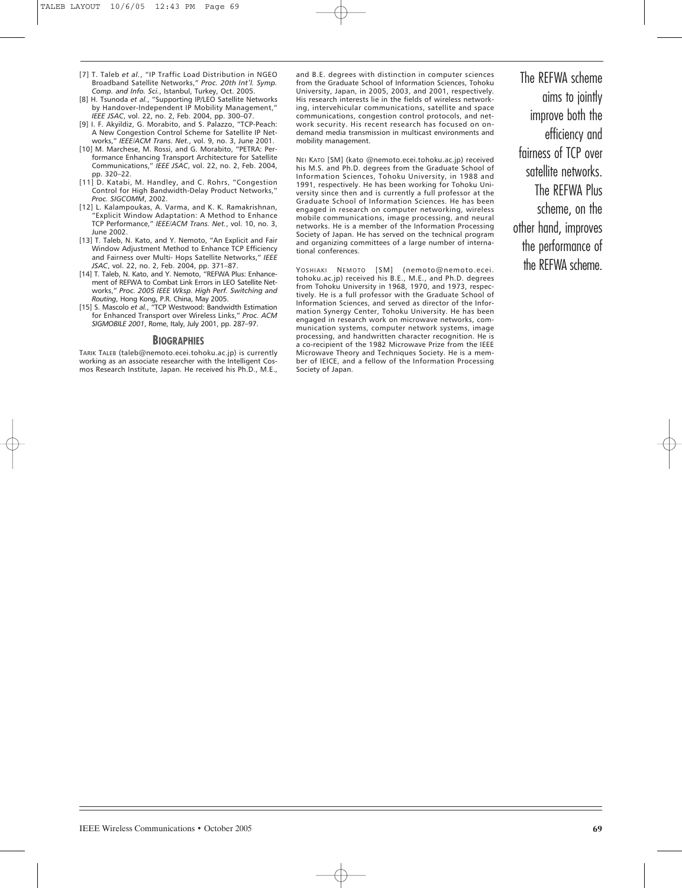[7] T. Taleb *et al.*, "IP Traffic Load Distribution in NGEO Broadband Satellite Networks," *Proc. 20th Int'l. Symp. Comp. and Info. Sci.*, Istanbul, Turkey, Oct. 2005.

[8] H. Tsunoda *et al.*, "Supporting IP/LEO Satellite Networks by Handover-Independent IP Mobility Management," *IEEE JSAC*, vol. 22, no. 2, Feb. 2004, pp. 300–07.

[9] I. F. Akyildiz, G. Morabito, and S. Palazzo, "TCP-Peach: A New Congestion Control Scheme for Satellite IP Networks," *IEEE/ACM Trans. Net.*, vol. 9, no. 3, June 2001.

[10] M. Marchese, M. Rossi, and G. Morabito, "PETRA: Performance Enhancing Transport Architecture for Satellite Communications," *IEEE JSAC*, vol. 22, no. 2, Feb. 2004, pp. 320–22.

[11] D. Katabi, M. Handley, and C. Rohrs, "Congestion Control for High Bandwidth-Delay Product Networks," *Proc. SIGCOMM*, 2002.

[12] L. Kalampoukas, A. Varma, and K. K. Ramakrishnan, "Explicit Window Adaptation: A Method to Enhance TCP Performance," *IEEE/ACM Trans. Net.*, vol. 10, no. 3, June 2002.

[13] T. Taleb, N. Kato, and Y. Nemoto, "An Explicit and Fair Window Adjustment Method to Enhance TCP Efficiency and Fairness over Multi- Hops Satellite Networks," *IEEE JSAC*, vol. 22, no. 2, Feb. 2004, pp. 371–87.

[14] T. Taleb, N. Kato, and Y. Nemoto, "REFWA Plus: Enhancement of REFWA to Combat Link Errors in LEO Satellite Networks," *Proc. 2005 IEEE Wksp. High Perf. Switching and Routing*, Hong Kong, P.R. China, May 2005.

[15] S. Mascolo *et al.*, "TCP Westwood: Bandwidth Estimation for Enhanced Transport over Wireless Links," *Proc. ACM SIGMOBILE 2001*, Rome, Italy, July 2001, pp. 287–97.

## Biographies

TARIK TALEB (taleb@nemoto.ecei.tohoku.ac.jp) is currently working as an associate researcher with the Intelligent Cosmos Research Institute, Japan. He received his Ph.D., M.E., and B.E. degrees with distinction in computer sciences from the Graduate School of Information Sciences, Tohoku University, Japan, in 2005, 2003, and 2001, respectively. His research interests lie in the fields of wireless networking, intervehicular communications, satellite and space communications, congestion control protocols, and network security. His recent research has focused on on-demand media transmission in multicast environments and mobility management.

NEI KATO [SM] (kato @nemoto.ecei.tohoku.ac.jp) received his M.S. and Ph.D. degrees from the Graduate School of Information Sciences, Tohoku University, in 1988 and 1991, respectively. He has been working for Tohoku University since then and is currently a full professor at the Graduate School of Information Sciences. He has been engaged in research on computer networking, wireless mobile communications, image processing, and neural networks. He is a member of the Information Processing Society of Japan. He has served on the technical program and organizing committees of a large number of international conferences.

YOSHIAKI NEMOTO [SM] (nemoto@nemoto.ecei.tohoku.ac.jp) received his B.E., M.E., and Ph.D. degrees from Tohoku University in 1968, 1970, and 1973, respectively. He is a full professor with the Graduate School of Information Sciences, and served as director of the Information Synergy Center, Tohoku University. He has been engaged in research work on microwave networks, communication systems, computer network systems, image processing, and handwritten character recognition. He is a co-recipient of the 1982 Microwave Prize from the IEEE Microwave Theory and Techniques Society. He is a member of IEICE, and a fellow of the Information Processing Society of Japan.

The REFWA scheme aims to jointly improve both the efficiency and fairness of TCP over satellite networks. The REFWA Plus scheme, on the other hand, improves the performance of the REFWA scheme.